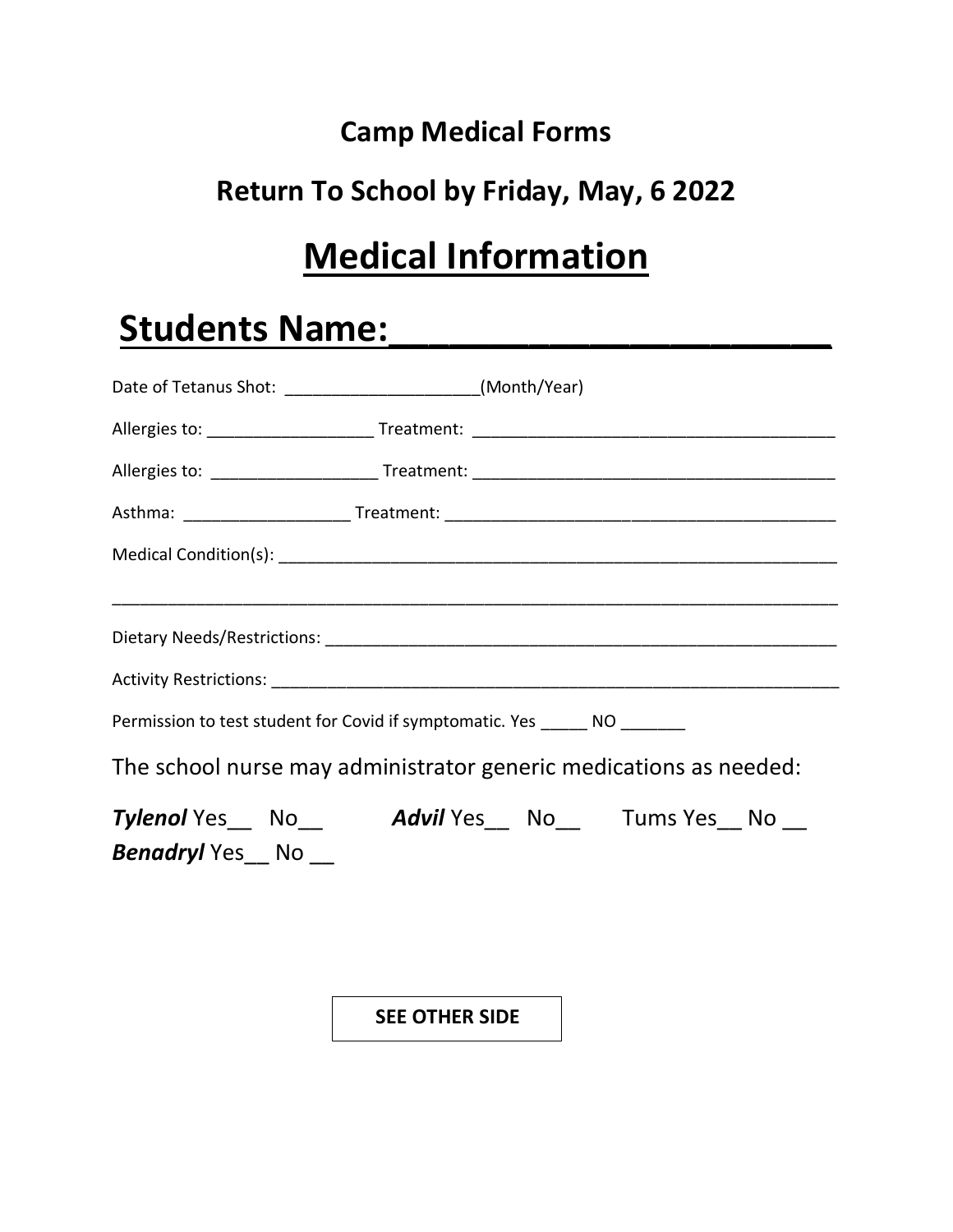## Camp Medical Forms

## Return To School by Friday, May, 6 2022

# Medical Information

# Students Name:______________________

Date of Tetanus Shot: _____________________(Month/Year)

Allergies to: __________________ Treatment: _______________________________________

Allergies to: __________________ Treatment: _______________________________________

Asthma: __________________ Treatment: ___________________________________________

Medical Condition(s): ______________________________________________________________

_______________________________________________________________________________

Dietary Needs/Restrictions: ________________________________________________________

Activity Restrictions: _______________________________________________________________

Permission to test student for Covid if symptomatic. Yes _____ NO _______

The school nurse may administrator generic medications as needed:

***Tylenol*** Yes__ No__ ***Advil*** Yes__ No__ Tums Yes__ No __
***Benadryl*** Yes__ No __

**SEE OTHER SIDE**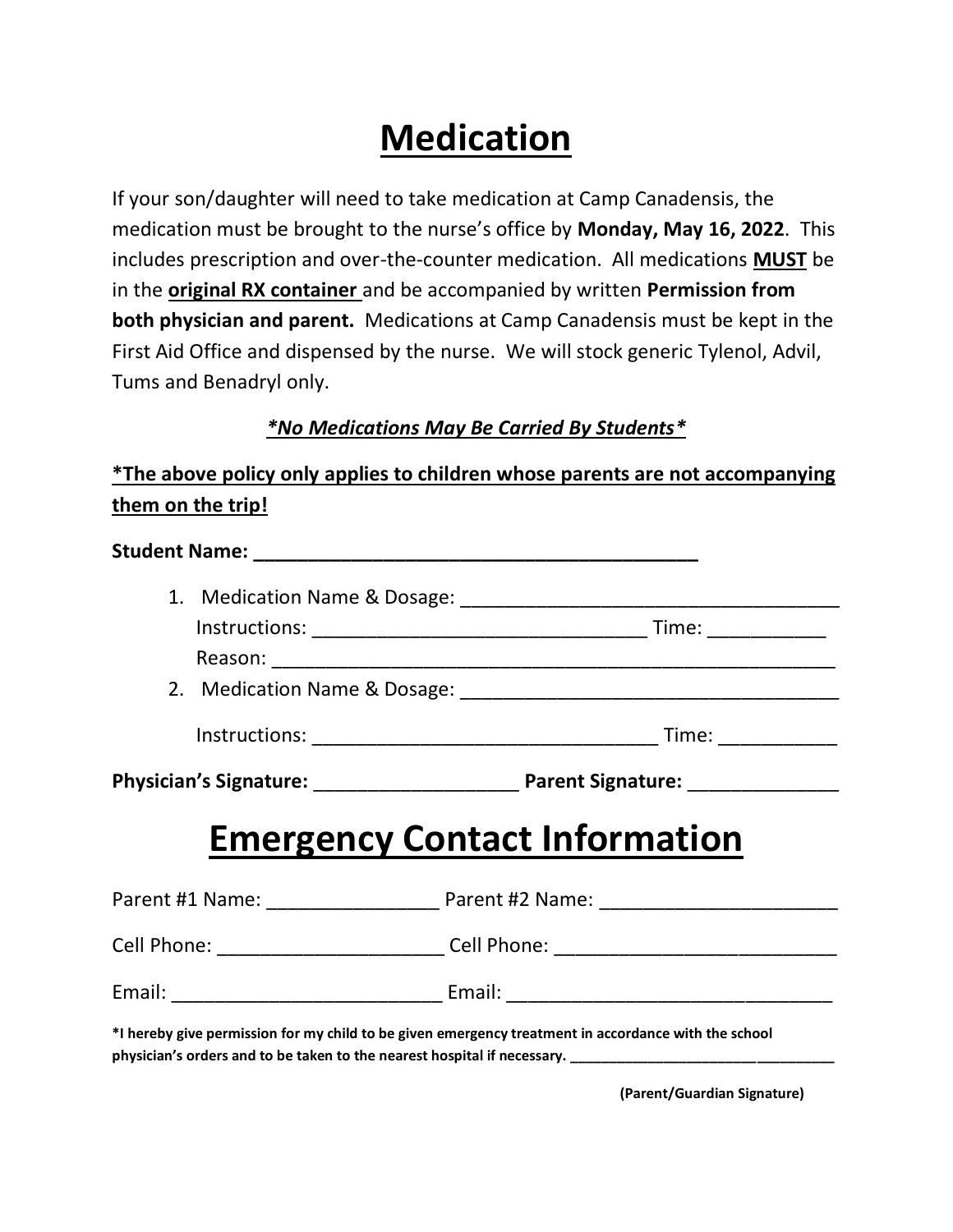# Medication

If your son/daughter will need to take medication at Camp Canadensis, the medication must be brought to the nurse's office by **Monday, May 16, 2022**. This includes prescription and over-the-counter medication. All medications **MUST** be in the **original RX container** and be accompanied by written **Permission from both physician and parent.** Medications at Camp Canadensis must be kept in the First Aid Office and dispensed by the nurse. We will stock generic Tylenol, Advil, Tums and Benadryl only.

***No Medications May Be Carried By Students***

**\*The above policy only applies to children whose parents are not accompanying them on the trip!**

**Student Name:** ___________________________________________

1. Medication Name & Dosage: ___________________________________
   Instructions: _______________________________ Time: ___________
   Reason: ______________________________________________________
2. Medication Name & Dosage: ___________________________________

   Instructions: ________________________________ Time: ___________

**Physician's Signature:** ___________________ **Parent Signature:** ______________

# Emergency Contact Information

Parent #1 Name: ________________ Parent #2 Name: ______________________

Cell Phone: _____________________ Cell Phone: __________________________

Email: _________________________ Email: ______________________________

**\*I hereby give permission for my child to be given emergency treatment in accordance with the school physician's orders and to be taken to the nearest hospital if necessary.** _________________________________

**(Parent/Guardian Signature)**